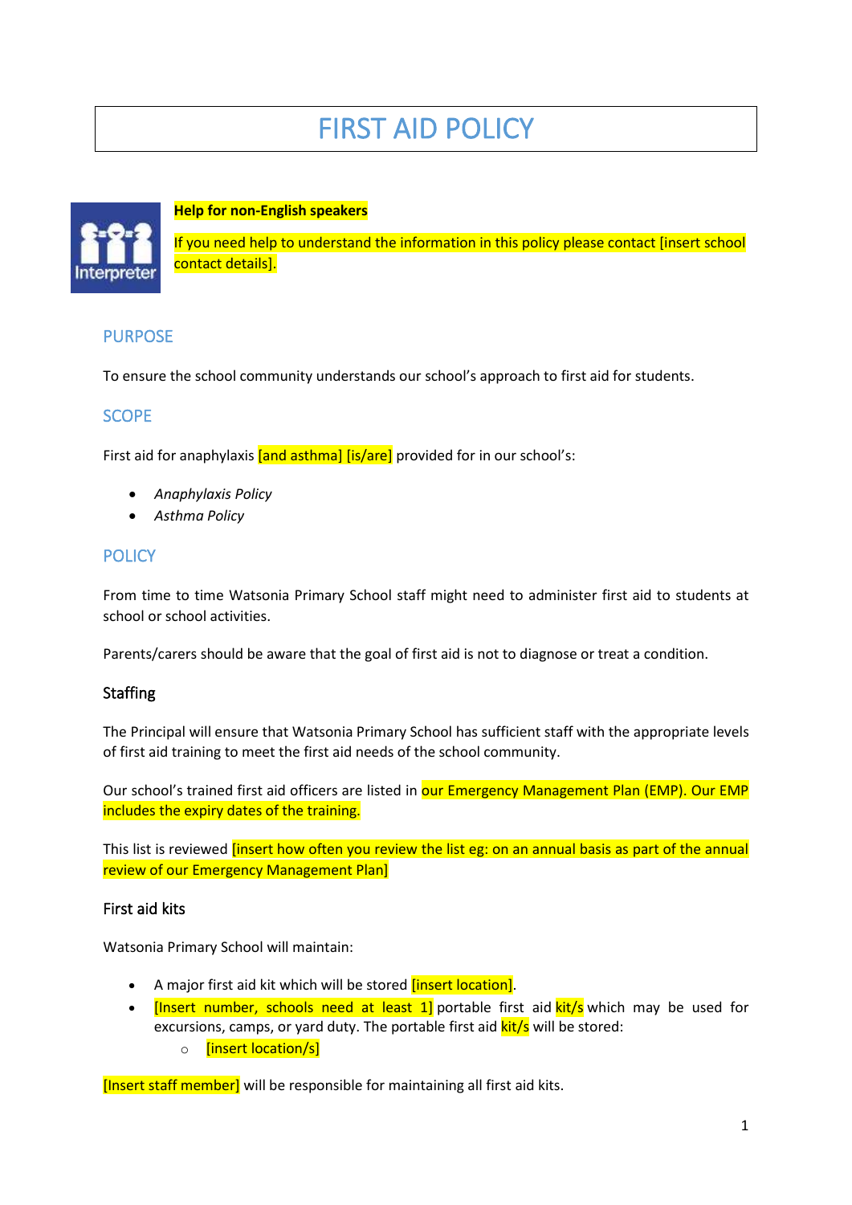# FIRST AID POLICY

**Help for non-English speakers**

If you need help to understand the information in this policy please contact [insert school contact details].

## PURPOSE

To ensure the school community understands our school's approach to first aid for students.

## SCOPE

First aid for anaphylaxis [and asthma] [is/are] provided for in our school's:

- *Anaphylaxis Policy*
- *Asthma Policy*

## POLICY

From time to time Watsonia Primary School staff might need to administer first aid to students at school or school activities.

Parents/carers should be aware that the goal of first aid is not to diagnose or treat a condition.

### Staffing

The Principal will ensure that Watsonia Primary School has sufficient staff with the appropriate levels of first aid training to meet the first aid needs of the school community.

Our school's trained first aid officers are listed in our Emergency Management Plan (EMP). Our EMP includes the expiry dates of the training.

This list is reviewed [insert how often you review the list eg: on an annual basis as part of the annual review of our Emergency Management Plan]

### First aid kits

Watsonia Primary School will maintain:

- A major first aid kit which will be stored [insert location].
- [Insert number, schools need at least 1] portable first aid kit/s which may be used for excursions, camps, or yard duty. The portable first aid kit/s will be stored:
  - [insert location/s]

[Insert staff member] will be responsible for maintaining all first aid kits.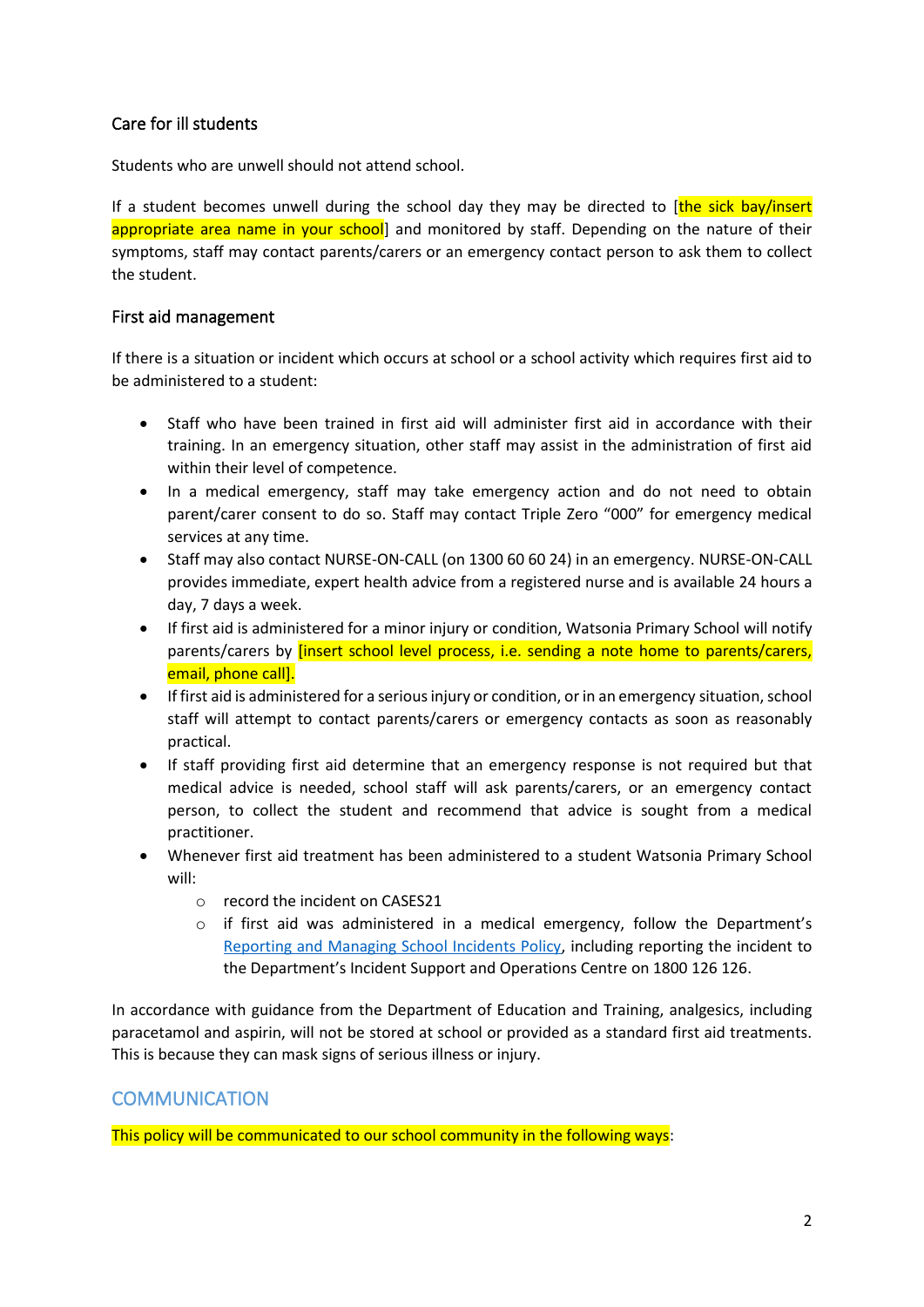### Care for ill students

Students who are unwell should not attend school.

If a student becomes unwell during the school day they may be directed to [the sick bay/insert appropriate area name in your school] and monitored by staff. Depending on the nature of their symptoms, staff may contact parents/carers or an emergency contact person to ask them to collect the student.

### First aid management

If there is a situation or incident which occurs at school or a school activity which requires first aid to be administered to a student:

- Staff who have been trained in first aid will administer first aid in accordance with their training. In an emergency situation, other staff may assist in the administration of first aid within their level of competence.
- In a medical emergency, staff may take emergency action and do not need to obtain parent/carer consent to do so. Staff may contact Triple Zero "000" for emergency medical services at any time.
- Staff may also contact NURSE-ON-CALL (on 1300 60 60 24) in an emergency. NURSE-ON-CALL provides immediate, expert health advice from a registered nurse and is available 24 hours a day, 7 days a week.
- If first aid is administered for a minor injury or condition, Watsonia Primary School will notify parents/carers by [insert school level process, i.e. sending a note home to parents/carers, email, phone call].
- If first aid is administered for a serious injury or condition, or in an emergency situation, school staff will attempt to contact parents/carers or emergency contacts as soon as reasonably practical.
- If staff providing first aid determine that an emergency response is not required but that medical advice is needed, school staff will ask parents/carers, or an emergency contact person, to collect the student and recommend that advice is sought from a medical practitioner.
- Whenever first aid treatment has been administered to a student Watsonia Primary School will:
  - record the incident on CASES21
  - if first aid was administered in a medical emergency, follow the Department's Reporting and Managing School Incidents Policy, including reporting the incident to the Department's Incident Support and Operations Centre on 1800 126 126.

In accordance with guidance from the Department of Education and Training, analgesics, including paracetamol and aspirin, will not be stored at school or provided as a standard first aid treatments. This is because they can mask signs of serious illness or injury.

## COMMUNICATION

This policy will be communicated to our school community in the following ways: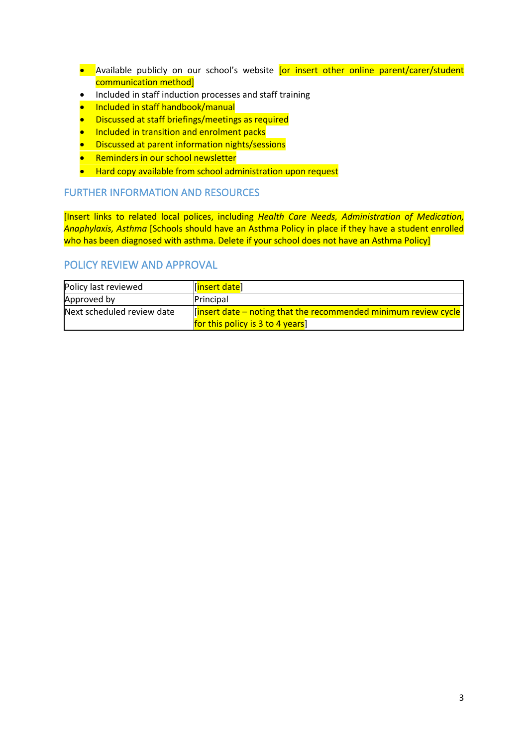- Available publicly on our school's website [or insert other online parent/carer/student communication method]
- Included in staff induction processes and staff training
- Included in staff handbook/manual
- Discussed at staff briefings/meetings as required
- Included in transition and enrolment packs
- Discussed at parent information nights/sessions
- Reminders in our school newsletter
- Hard copy available from school administration upon request

## FURTHER INFORMATION AND RESOURCES

[Insert links to related local polices, including *Health Care Needs, Administration of Medication, Anaphylaxis, Asthma* [Schools should have an Asthma Policy in place if they have a student enrolled who has been diagnosed with asthma. Delete if your school does not have an Asthma Policy]

## POLICY REVIEW AND APPROVAL

| | |
|---|---|
| Policy last reviewed | [insert date] |
| Approved by | Principal |
| Next scheduled review date | [insert date – noting that the recommended minimum review cycle for this policy is 3 to 4 years] |